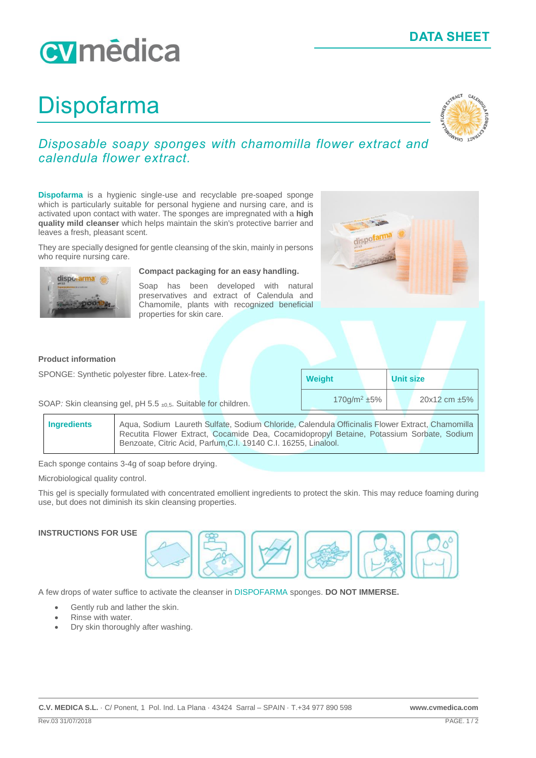# Dispofarma

*Disposable soapy sponges with chamomilla flower extract and calendula flower extract.*

**Dispofarma** is a hygienic single-use and recyclable pre-soaped sponge which is particularly suitable for personal hygiene and nursing care, and is activated upon contact with water. The sponges are impregnated with a **high quality mild cleanser** which helps maintain the skin's protective barrier and leaves a fresh, pleasant scent.

They are specially designed for gentle cleansing of the skin, mainly in persons who require nursing care.

**Compact packaging for an easy handling.**

Soap has been developed with natural preservatives and extract of Calendula and Chamomile, plants with recognized beneficial properties for skin care.

**Product information**

SPONGE: Synthetic polyester fibre. Latex-free.

SOAP: Skin cleansing gel, pH 5.5 $_{\pm 0,5}$. Suitable for children.

| Weight | Unit size |
|---|---|
| 170g/m$^2$ ±5% | 20x12 cm ±5% |

| Ingredients | Aqua, Sodium Laureth Sulfate, Sodium Chloride, Calendula Officinalis Flower Extract, Chamomilla Recutita Flower Extract, Cocamide Dea, Cocamidopropyl Betaine, Potassium Sorbate, Sodium Benzoate, Citric Acid, Parfum,C.I. 19140 C.I. 16255, Linalool. |
|---|---|

Each sponge contains 3-4g of soap before drying.

Microbiological quality control.

This gel is specially formulated with concentrated emollient ingredients to protect the skin. This may reduce foaming during use, but does not diminish its skin cleansing properties.

**INSTRUCTIONS FOR USE**

A few drops of water suffice to activate the cleanser in DISPOFARMA sponges. **DO NOT IMMERSE.**

- Gently rub and lather the skin.
- Rinse with water.
- Dry skin thoroughly after washing.

**C.V. MEDICA S.L.** · C/ Ponent, 1 Pol. Ind. La Plana · 43424 Sarral – SPAIN · T.+34 977 890 598 **www.cvmedica.com**

Rev.03 31/07/2018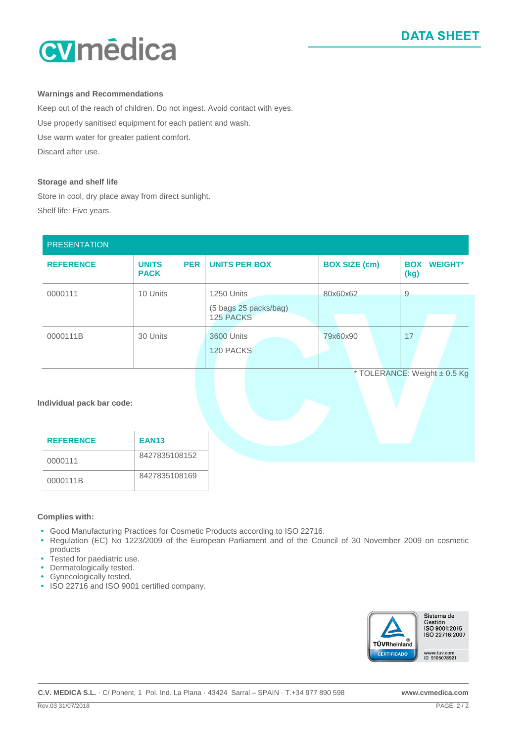## DATA SHEET

**Warnings and Recommendations**

Keep out of the reach of children. Do not ingest. Avoid contact with eyes.

Use properly sanitised equipment for each patient and wash.

Use warm water for greater patient comfort.

Discard after use.

**Storage and shelf life**

Store in cool, dry place away from direct sunlight.

Shelf life: Five years.

**PRESENTATION**

| REFERENCE | UNITS PER PACK | UNITS PER BOX | BOX SIZE (cm) | BOX WEIGHT* (kg) |
|---|---|---|---|---|
| 0000111 | 10 Units | 1250 Units (5 bags 25 packs/bag) 125 PACKS | 80x60x62 | 9 |
| 0000111B | 30 Units | 3600 Units 120 PACKS | 79x60x90 | 17 |

\* TOLERANCE: Weight ± 0.5 Kg

**Individual pack bar code:**

| REFERENCE | EAN13 |
|---|---|
| 0000111 | 8427835108152 |
| 0000111B | 8427835108169 |

**Complies with:**

- Good Manufacturing Practices for Cosmetic Products according to ISO 22716.
- Regulation (EC) No 1223/2009 of the European Parliament and of the Council of 30 November 2009 on cosmetic products
- Tested for paediatric use.
- Dermatologically tested.
- Gynecologically tested.
- ISO 22716 and ISO 9001 certified company.

TÜVRheinland CERTIFICADO
Sistema de Gestión
ISO 9001:2015
ISO 22716:2007
www.tuv.com
ID 9105078921

**C.V. MEDICA S.L.** · C/ Ponent, 1 Pol. Ind. La Plana · 43424 Sarral – SPAIN · T.+34 977 890 598 **www.cvmedica.com**

Rev.03 31/07/2018